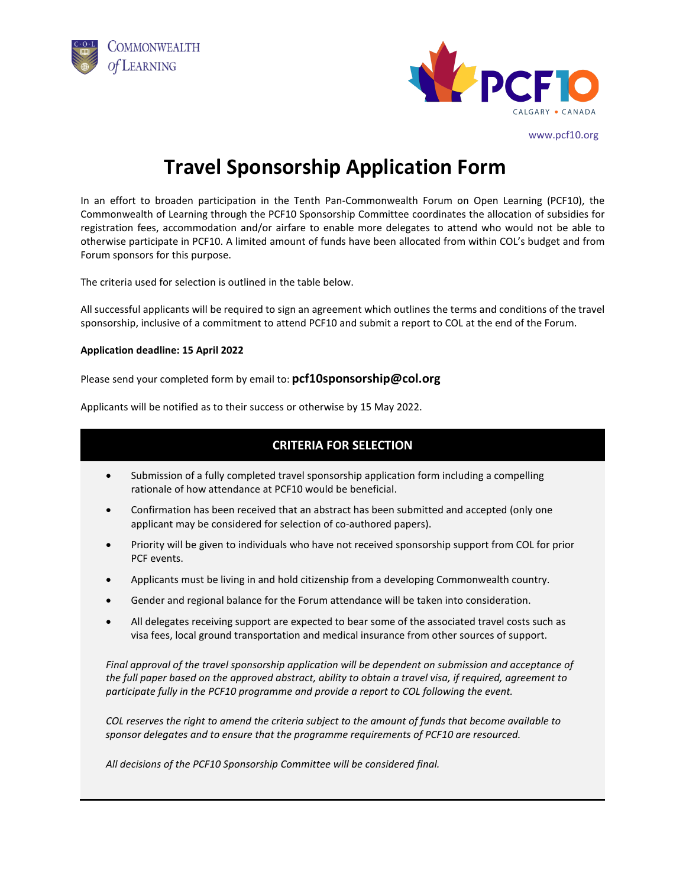COMMONWEALTH of LEARNING

PCF10 CALGARY • CANADA

www.pcf10.org

# Travel Sponsorship Application Form

In an effort to broaden participation in the Tenth Pan-Commonwealth Forum on Open Learning (PCF10), the Commonwealth of Learning through the PCF10 Sponsorship Committee coordinates the allocation of subsidies for registration fees, accommodation and/or airfare to enable more delegates to attend who would not be able to otherwise participate in PCF10. A limited amount of funds have been allocated from within COL's budget and from Forum sponsors for this purpose.

The criteria used for selection is outlined in the table below.

All successful applicants will be required to sign an agreement which outlines the terms and conditions of the travel sponsorship, inclusive of a commitment to attend PCF10 and submit a report to COL at the end of the Forum.

**Application deadline: 15 April 2022**

Please send your completed form by email to: **pcf10sponsorship@col.org**

Applicants will be notified as to their success or otherwise by 15 May 2022.

## CRITERIA FOR SELECTION

- Submission of a fully completed travel sponsorship application form including a compelling rationale of how attendance at PCF10 would be beneficial.
- Confirmation has been received that an abstract has been submitted and accepted (only one applicant may be considered for selection of co-authored papers).
- Priority will be given to individuals who have not received sponsorship support from COL for prior PCF events.
- Applicants must be living in and hold citizenship from a developing Commonwealth country.
- Gender and regional balance for the Forum attendance will be taken into consideration.
- All delegates receiving support are expected to bear some of the associated travel costs such as visa fees, local ground transportation and medical insurance from other sources of support.

*Final approval of the travel sponsorship application will be dependent on submission and acceptance of the full paper based on the approved abstract, ability to obtain a travel visa, if required, agreement to participate fully in the PCF10 programme and provide a report to COL following the event.*

*COL reserves the right to amend the criteria subject to the amount of funds that become available to sponsor delegates and to ensure that the programme requirements of PCF10 are resourced.*

*All decisions of the PCF10 Sponsorship Committee will be considered final.*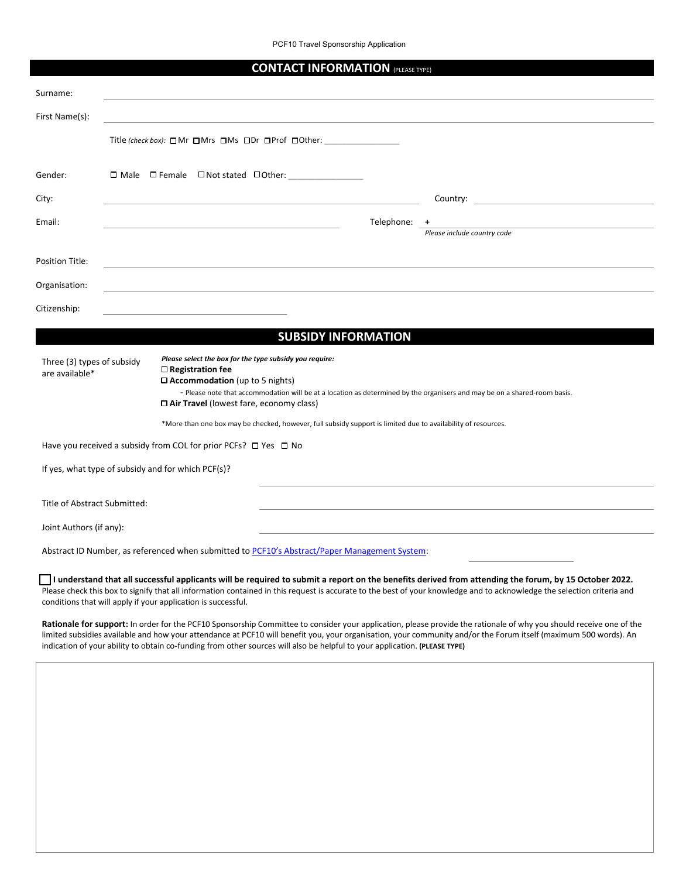PCF10 Travel Sponsorship Application

## CONTACT INFORMATION (PLEASE TYPE)

Surname: \_\_\_\_\_\_\_\_\_\_\_\_\_\_\_\_\_\_\_\_

First Name(s): \_\_\_\_\_\_\_\_\_\_\_\_\_\_\_\_\_\_\_\_

Title *(check box)*: ☐ Mr ☐ Mrs ☐ Ms ☐ Dr ☐ Prof ☐ Other: \_\_\_\_\_\_\_\_\_\_

Gender: ☐ Male ☐ Female ☐ Not stated ☐ Other: \_\_\_\_\_\_\_\_\_\_

City: \_\_\_\_\_\_\_\_\_\_\_\_\_\_\_\_\_\_\_\_ Country: \_\_\_\_\_\_\_\_\_\_\_\_\_\_\_\_\_\_\_\_

Email: \_\_\_\_\_\_\_\_\_\_\_\_\_\_\_\_\_\_\_\_ Telephone: + \_\_\_\_\_\_\_\_\_\_\_\_\_\_\_\_\_\_\_\_
*Please include country code*

Position Title: \_\_\_\_\_\_\_\_\_\_\_\_\_\_\_\_\_\_\_\_

Organisation: \_\_\_\_\_\_\_\_\_\_\_\_\_\_\_\_\_\_\_\_

Citizenship: \_\_\_\_\_\_\_\_\_\_\_\_\_\_\_\_\_\_\_\_

## SUBSIDY INFORMATION

Three (3) types of subsidy are available*

***Please select the box for the type subsidy you require:***

☐ **Registration fee**

☐ **Accommodation** (up to 5 nights)

- Please note that accommodation will be at a location as determined by the organisers and may be on a shared-room basis.

☐ **Air Travel** (lowest fare, economy class)

*More than one box may be checked, however, full subsidy support is limited due to availability of resources.

Have you received a subsidy from COL for prior PCFs? ☐ Yes ☐ No

If yes, what type of subsidy and for which PCF(s)? \_\_\_\_\_\_\_\_\_\_\_\_\_\_\_\_\_\_\_\_

Title of Abstract Submitted: \_\_\_\_\_\_\_\_\_\_\_\_\_\_\_\_\_\_\_\_

Joint Authors (if any): \_\_\_\_\_\_\_\_\_\_\_\_\_\_\_\_\_\_\_\_

Abstract ID Number, as referenced when submitted to [PCF10's Abstract/Paper Management System](): \_\_\_\_\_\_\_\_\_\_

☐ **I understand that all successful applicants will be required to submit a report on the benefits derived from attending the forum, by 15 October 2022.** Please check this box to signify that all information contained in this request is accurate to the best of your knowledge and to acknowledge the selection criteria and conditions that will apply if your application is successful.

**Rationale for support:** In order for the PCF10 Sponsorship Committee to consider your application, please provide the rationale of why you should receive one of the limited subsidies available and how your attendance at PCF10 will benefit you, your organisation, your community and/or the Forum itself (maximum 500 words). An indication of your ability to obtain co-funding from other sources will also be helpful to your application. **(PLEASE TYPE)**